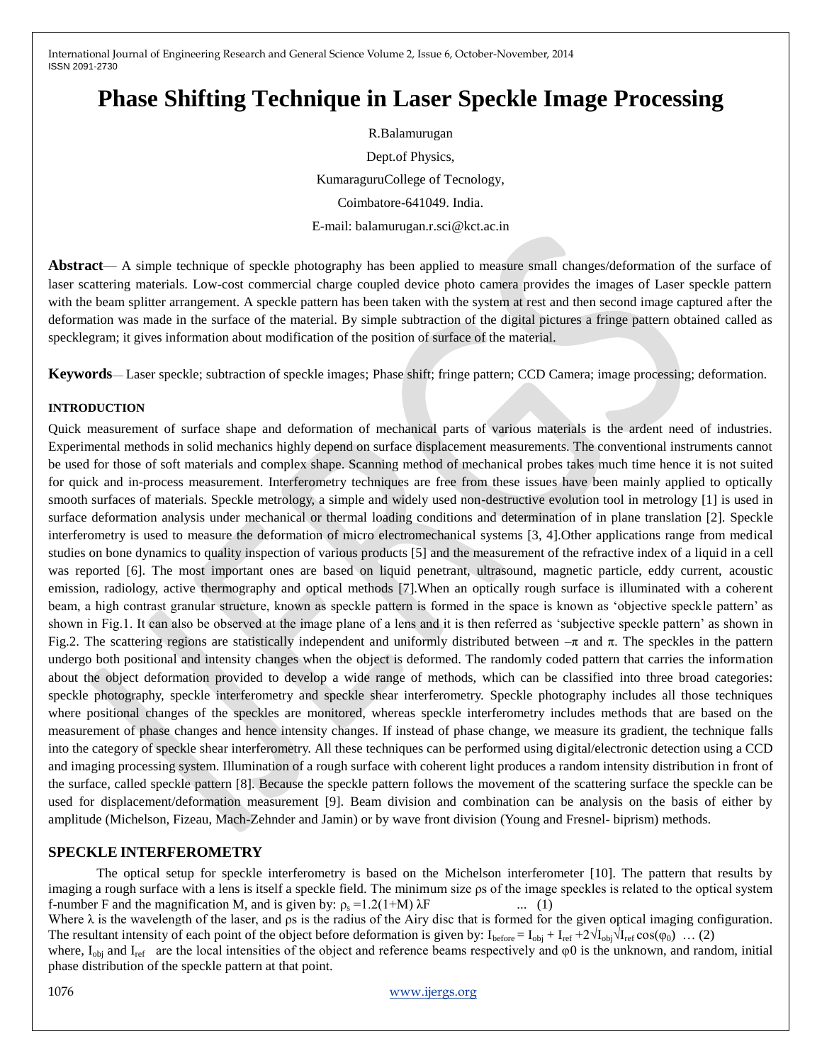# Phase Shifting Technique in Laser Speckle Image Processing

R.Balamurugan

Dept.of Physics,

KumaraguruCollege of Tecnology,

Coimbatore-641049. India.

E-mail: balamurugan.r.sci@kct.ac.in

**Abstract**— A simple technique of speckle photography has been applied to measure small changes/deformation of the surface of laser scattering materials. Low-cost commercial charge coupled device photo camera provides the images of Laser speckle pattern with the beam splitter arrangement. A speckle pattern has been taken with the system at rest and then second image captured after the deformation was made in the surface of the material. By simple subtraction of the digital pictures a fringe pattern obtained called as specklegram; it gives information about modification of the position of surface of the material.

**Keywords**— Laser speckle; subtraction of speckle images; Phase shift; fringe pattern; CCD Camera; image processing; deformation.

## INTRODUCTION

Quick measurement of surface shape and deformation of mechanical parts of various materials is the ardent need of industries. Experimental methods in solid mechanics highly depend on surface displacement measurements. The conventional instruments cannot be used for those of soft materials and complex shape. Scanning method of mechanical probes takes much time hence it is not suited for quick and in-process measurement. Interferometry techniques are free from these issues have been mainly applied to optically smooth surfaces of materials. Speckle metrology, a simple and widely used non-destructive evolution tool in metrology [1] is used in surface deformation analysis under mechanical or thermal loading conditions and determination of in plane translation [2]. Speckle interferometry is used to measure the deformation of micro electromechanical systems [3, 4].Other applications range from medical studies on bone dynamics to quality inspection of various products [5] and the measurement of the refractive index of a liquid in a cell was reported [6]. The most important ones are based on liquid penetrant, ultrasound, magnetic particle, eddy current, acoustic emission, radiology, active thermography and optical methods [7].When an optically rough surface is illuminated with a coherent beam, a high contrast granular structure, known as speckle pattern is formed in the space is known as 'objective speckle pattern' as shown in Fig.1. It can also be observed at the image plane of a lens and it is then referred as 'subjective speckle pattern' as shown in Fig.2. The scattering regions are statistically independent and uniformly distributed between $-\pi$ and $\pi$. The speckles in the pattern undergo both positional and intensity changes when the object is deformed. The randomly coded pattern that carries the information about the object deformation provided to develop a wide range of methods, which can be classified into three broad categories: speckle photography, speckle interferometry and speckle shear interferometry. Speckle photography includes all those techniques where positional changes of the speckles are monitored, whereas speckle interferometry includes methods that are based on the measurement of phase changes and hence intensity changes. If instead of phase change, we measure its gradient, the technique falls into the category of speckle shear interferometry. All these techniques can be performed using digital/electronic detection using a CCD and imaging processing system. Illumination of a rough surface with coherent light produces a random intensity distribution in front of the surface, called speckle pattern [8]. Because the speckle pattern follows the movement of the scattering surface the speckle can be used for displacement/deformation measurement [9]. Beam division and combination can be analysis on the basis of either by amplitude (Michelson, Fizeau, Mach-Zehnder and Jamin) or by wave front division (Young and Fresnel- biprism) methods.

## SPECKLE INTERFEROMETRY

The optical setup for speckle interferometry is based on the Michelson interferometer [10]. The pattern that results by imaging a rough surface with a lens is itself a speckle field. The minimum size ρs of the image speckles is related to the optical system f-number F and the magnification M, and is given by: $\rho_s = 1.2(1+M)\lambda F$ ... (1)

Where $\lambda$ is the wavelength of the laser, and ρs is the radius of the Airy disc that is formed for the given optical imaging configuration. The resultant intensity of each point of the object before deformation is given by: $I_{before} = I_{obj} + I_{ref} + 2\sqrt{I_{obj}}\sqrt{I_{ref}}\cos(\varphi_0)$ … (2)

where, $I_{obj}$ and $I_{ref}$ are the local intensities of the object and reference beams respectively and φ0 is the unknown, and random, initial phase distribution of the speckle pattern at that point.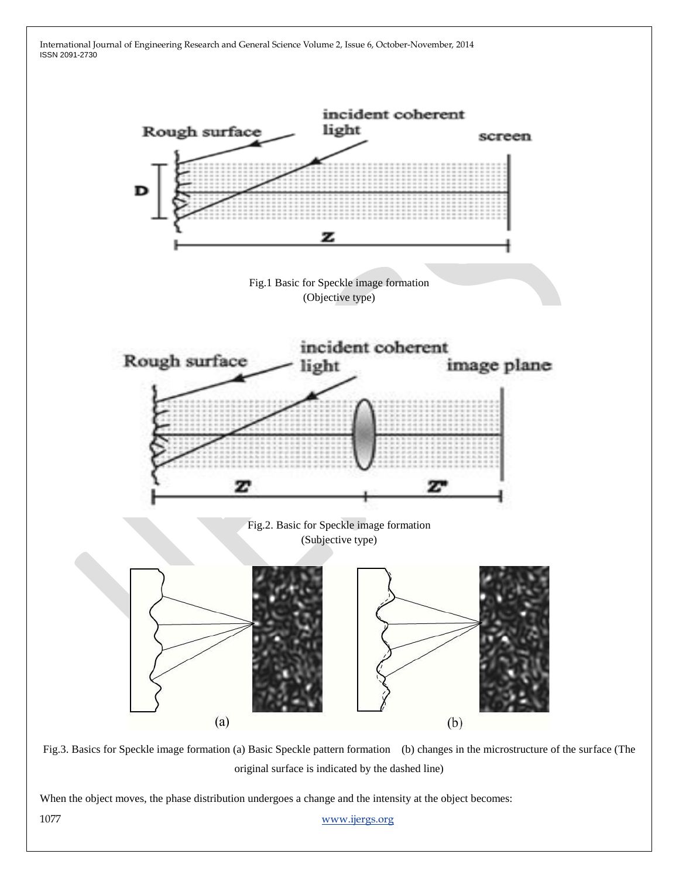Fig.1 Basic for Speckle image formation
(Objective type)

Fig.2. Basic for Speckle image formation
(Subjective type)

Fig.3. Basics for Speckle image formation (a) Basic Speckle pattern formation (b) changes in the microstructure of the surface (The original surface is indicated by the dashed line)

When the object moves, the phase distribution undergoes a change and the intensity at the object becomes: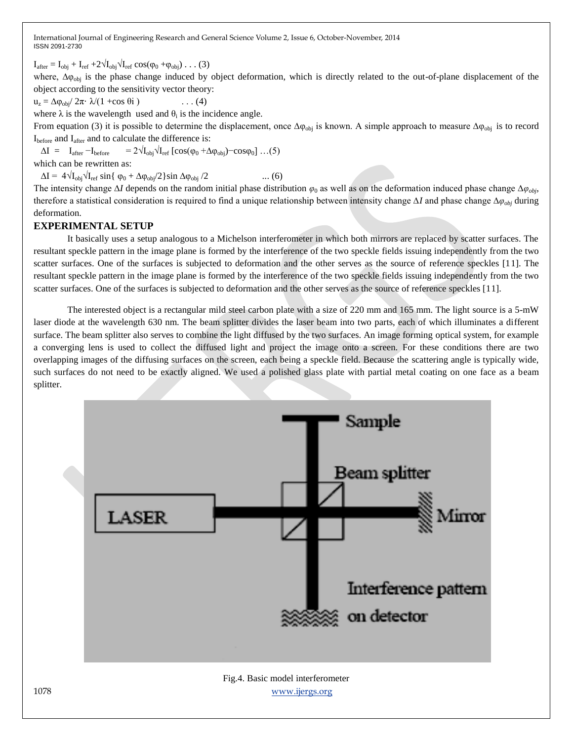$I_{after} = I_{obj} + I_{ref} + 2\sqrt{I_{obj}}\sqrt{I_{ref}}\cos(\varphi_0 + \varphi_{obj})$ . . . (3)

where, $\Delta\varphi_{obj}$ is the phase change induced by object deformation, which is directly related to the out-of-plane displacement of the object according to the sensitivity vector theory:

$u_z = \Delta\varphi_{obj}/ 2\pi\cdot \lambda/(1 + \cos\theta i)$ . . . (4)

where $\lambda$ is the wavelength used and $\theta_i$ is the incidence angle.

From equation (3) it is possible to determine the displacement, once $\Delta\varphi_{obj}$ is known. A simple approach to measure $\Delta\varphi_{obj}$ is to record $I_{before}$ and $I_{after}$ and to calculate the difference is:

$\Delta I = I_{after} - I_{before} = 2\sqrt{I_{obj}}\sqrt{I_{ref}}\,[\cos(\varphi_0 + \Delta\varphi_{obj}) - \cos\varphi_0]$ …(5)

which can be rewritten as:

$\Delta I = 4\sqrt{I_{obj}}\sqrt{I_{ref}}\sin\{\varphi_0 + \Delta\varphi_{obj}/2\}\sin\Delta\varphi_{obj}/2$ ... (6)

The intensity change $\Delta I$ depends on the random initial phase distribution $\varphi_0$ as well as on the deformation induced phase change $\Delta\varphi_{obj}$, therefore a statistical consideration is required to find a unique relationship between intensity change $\Delta I$ and phase change $\Delta\varphi_{obj}$ during deformation.

## EXPERIMENTAL SETUP

It basically uses a setup analogous to a Michelson interferometer in which both mirrors are replaced by scatter surfaces. The resultant speckle pattern in the image plane is formed by the interference of the two speckle fields issuing independently from the two scatter surfaces. One of the surfaces is subjected to deformation and the other serves as the source of reference speckles [11]. The resultant speckle pattern in the image plane is formed by the interference of the two speckle fields issuing independently from the two scatter surfaces. One of the surfaces is subjected to deformation and the other serves as the source of reference speckles [11].

The interested object is a rectangular mild steel carbon plate with a size of 220 mm and 165 mm. The light source is a 5-mW laser diode at the wavelength 630 nm. The beam splitter divides the laser beam into two parts, each of which illuminates a different surface. The beam splitter also serves to combine the light diffused by the two surfaces. An image forming optical system, for example a converging lens is used to collect the diffused light and project the image onto a screen. For these conditions there are two overlapping images of the diffusing surfaces on the screen, each being a speckle field. Because the scattering angle is typically wide, such surfaces do not need to be exactly aligned. We used a polished glass plate with partial metal coating on one face as a beam splitter.

Fig.4. Basic model interferometer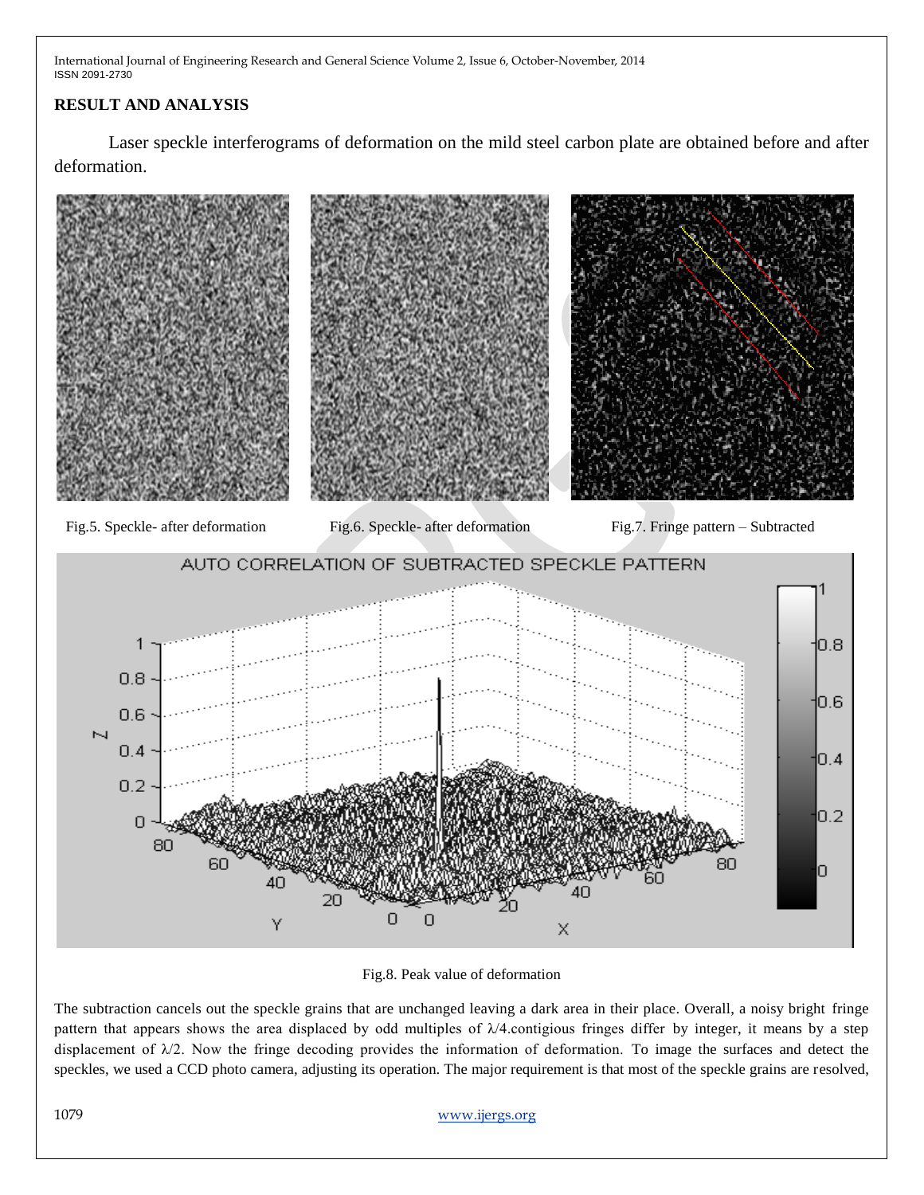## RESULT AND ANALYSIS

Laser speckle interferograms of deformation on the mild steel carbon plate are obtained before and after deformation.

Fig.5. Speckle- after deformation

Fig.6. Speckle- after deformation

Fig.7. Fringe pattern – Subtracted

Fig.8. Peak value of deformation

The subtraction cancels out the speckle grains that are unchanged leaving a dark area in their place. Overall, a noisy bright fringe pattern that appears shows the area displaced by odd multiples of $\lambda/4$.contigious fringes differ by integer, it means by a step displacement of $\lambda/2$. Now the fringe decoding provides the information of deformation. To image the surfaces and detect the speckles, we used a CCD photo camera, adjusting its operation. The major requirement is that most of the speckle grains are resolved,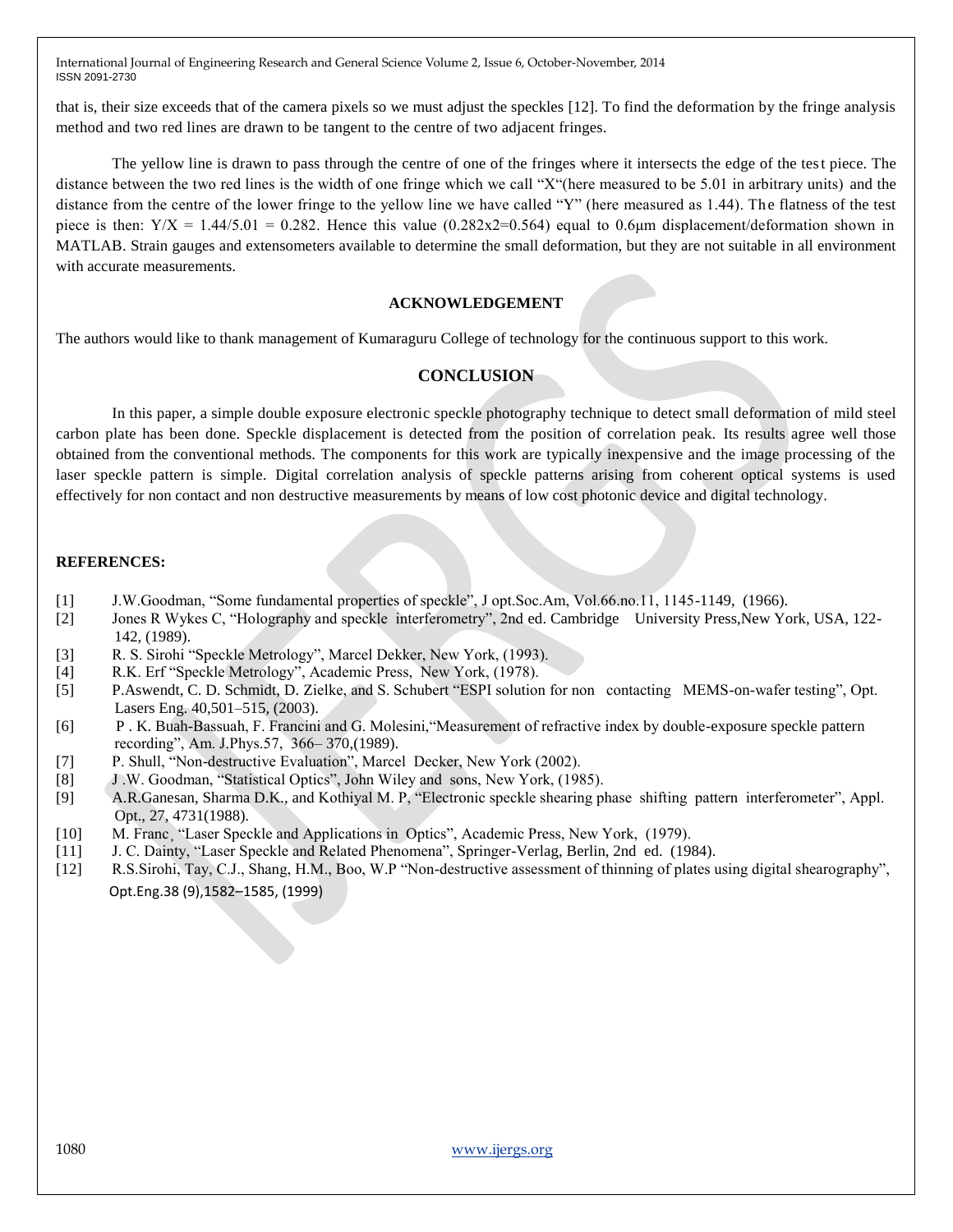that is, their size exceeds that of the camera pixels so we must adjust the speckles [12]. To find the deformation by the fringe analysis method and two red lines are drawn to be tangent to the centre of two adjacent fringes.

The yellow line is drawn to pass through the centre of one of the fringes where it intersects the edge of the test piece. The distance between the two red lines is the width of one fringe which we call "X"(here measured to be 5.01 in arbitrary units) and the distance from the centre of the lower fringe to the yellow line we have called "Y" (here measured as 1.44). The flatness of the test piece is then: $Y/X = 1.44/5.01 = 0.282$. Hence this value ($0.282 \times 2 = 0.564$) equal to 0.6μm displacement/deformation shown in MATLAB. Strain gauges and extensometers available to determine the small deformation, but they are not suitable in all environment with accurate measurements.

## ACKNOWLEDGEMENT

The authors would like to thank management of Kumaraguru College of technology for the continuous support to this work.

## CONCLUSION

In this paper, a simple double exposure electronic speckle photography technique to detect small deformation of mild steel carbon plate has been done. Speckle displacement is detected from the position of correlation peak. Its results agree well those obtained from the conventional methods. The components for this work are typically inexpensive and the image processing of the laser speckle pattern is simple. Digital correlation analysis of speckle patterns arising from coherent optical systems is used effectively for non contact and non destructive measurements by means of low cost photonic device and digital technology.

## REFERENCES:

[1] J.W.Goodman, "Some fundamental properties of speckle", J opt.Soc.Am, Vol.66.no.11, 1145-1149, (1966).

[2] Jones R Wykes C, "Holography and speckle interferometry", 2nd ed. Cambridge University Press,New York, USA, 122-142, (1989).

[3] R. S. Sirohi "Speckle Metrology", Marcel Dekker, New York, (1993).

[4] R.K. Erf "Speckle Metrology", Academic Press, New York, (1978).

[5] P.Aswendt, C. D. Schmidt, D. Zielke, and S. Schubert "ESPI solution for non contacting MEMS-on-wafer testing", Opt. Lasers Eng. 40,501–515, (2003).

[6] P . K. Buah-Bassuah, F. Francini and G. Molesini,"Measurement of refractive index by double-exposure speckle pattern recording", Am. J.Phys.57, 366– 370,(1989).

[7] P. Shull, "Non-destructive Evaluation", Marcel Decker, New York (2002).

[8] J .W. Goodman, "Statistical Optics", John Wiley and sons, New York, (1985).

[9] A.R.Ganesan, Sharma D.K., and Kothiyal M. P, "Electronic speckle shearing phase shifting pattern interferometer", Appl. Opt., 27, 4731(1988).

[10] M. Franc¸ "Laser Speckle and Applications in Optics", Academic Press, New York, (1979).

[11] J. C. Dainty, "Laser Speckle and Related Phenomena", Springer-Verlag, Berlin, 2nd ed. (1984).

[12] R.S.Sirohi, Tay, C.J., Shang, H.M., Boo, W.P "Non-destructive assessment of thinning of plates using digital shearography", Opt.Eng.38 (9),1582–1585, (1999)